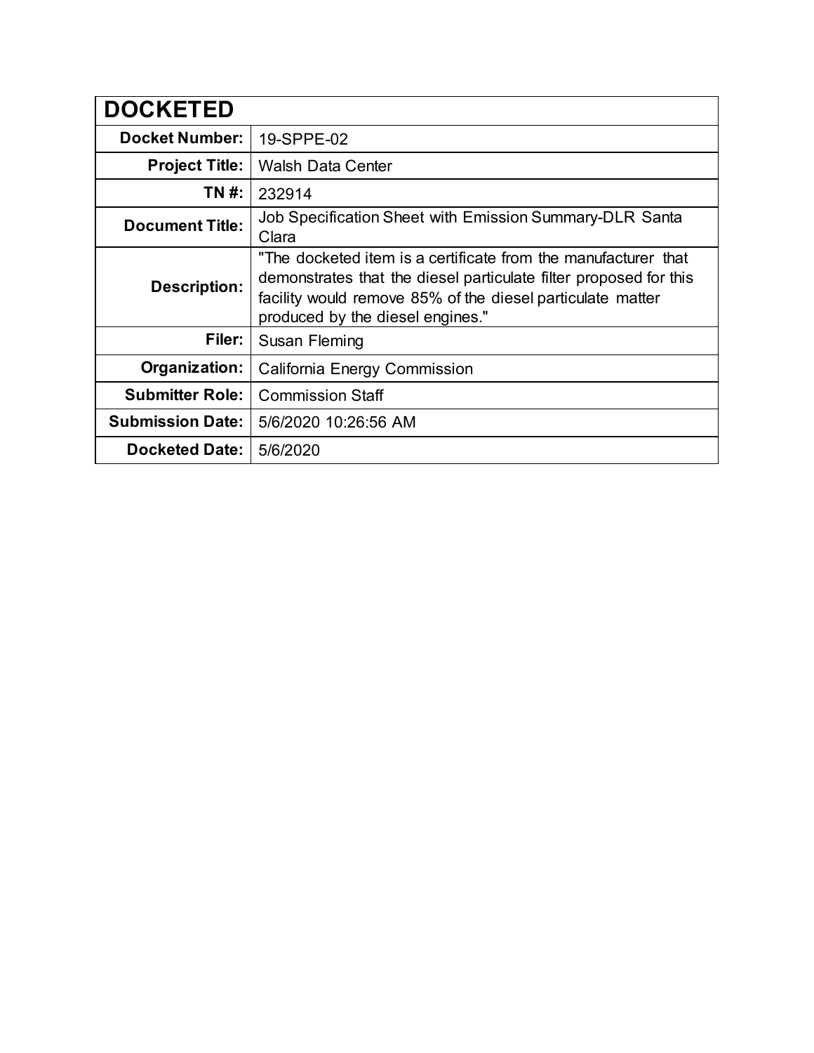| DOCKETED | |
|---|---|
| **Docket Number:** | 19-SPPE-02 |
| **Project Title:** | Walsh Data Center |
| **TN #:** | 232914 |
| **Document Title:** | Job Specification Sheet with Emission Summary-DLR Santa Clara |
| **Description:** | "The docketed item is a certificate from the manufacturer that demonstrates that the diesel particulate filter proposed for this facility would remove 85% of the diesel particulate matter produced by the diesel engines." |
| **Filer:** | Susan Fleming |
| **Organization:** | California Energy Commission |
| **Submitter Role:** | Commission Staff |
| **Submission Date:** | 5/6/2020 10:26:56 AM |
| **Docketed Date:** | 5/6/2020 |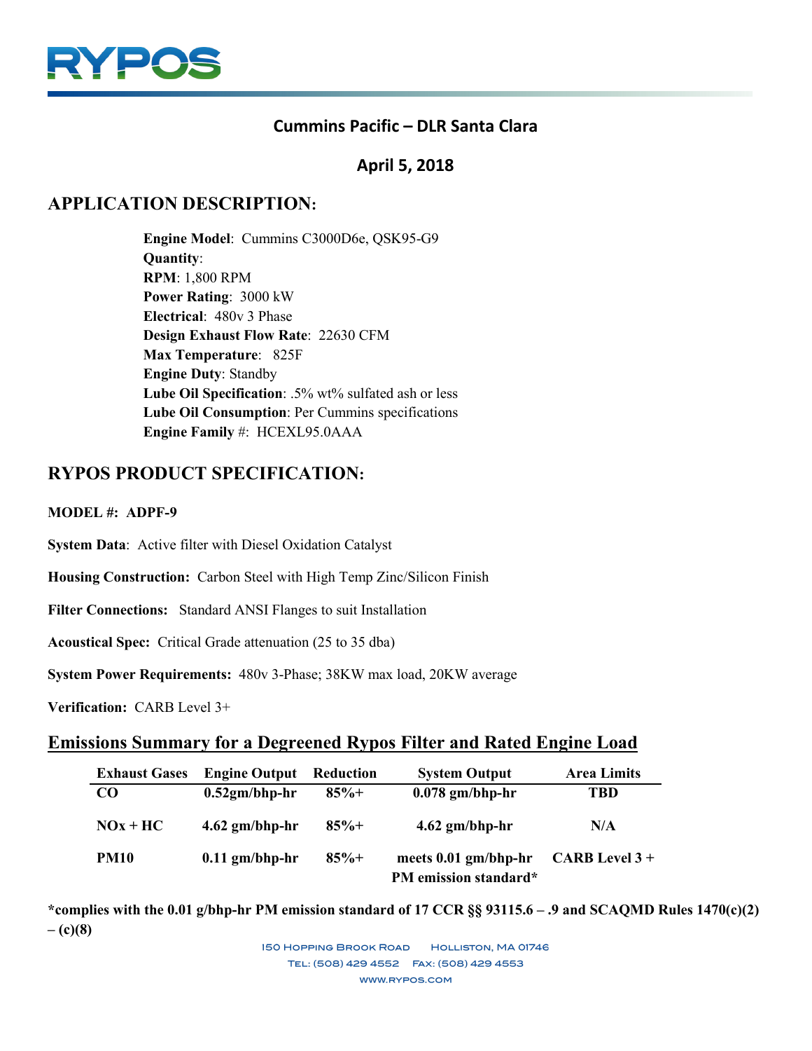RYPOS

**Cummins Pacific – DLR Santa Clara**

**April 5, 2018**

## APPLICATION DESCRIPTION:

**Engine Model**: Cummins C3000D6e, QSK95-G9
**Quantity**:
**RPM**: 1,800 RPM
**Power Rating**: 3000 kW
**Electrical**: 480v 3 Phase
**Design Exhaust Flow Rate**: 22630 CFM
**Max Temperature**: 825F
**Engine Duty**: Standby
**Lube Oil Specification**: .5% wt% sulfated ash or less
**Lube Oil Consumption**: Per Cummins specifications
**Engine Family** #: HCEXL95.0AAA

## RYPOS PRODUCT SPECIFICATION:

**MODEL #: ADPF-9**

**System Data**: Active filter with Diesel Oxidation Catalyst

**Housing Construction:** Carbon Steel with High Temp Zinc/Silicon Finish

**Filter Connections:** Standard ANSI Flanges to suit Installation

**Acoustical Spec:** Critical Grade attenuation (25 to 35 dba)

**System Power Requirements:** 480v 3-Phase; 38KW max load, 20KW average

**Verification:** CARB Level 3+

## Emissions Summary for a Degreened Rypos Filter and Rated Engine Load

| Exhaust Gases | Engine Output | Reduction | System Output | Area Limits |
|---|---|---|---|---|
| **CO** | **0.52gm/bhp-hr** | **85%+** | **0.078 gm/bhp-hr** | **TBD** |
| **NOx + HC** | **4.62 gm/bhp-hr** | **85%+** | **4.62 gm/bhp-hr** | **N/A** |
| **PM10** | **0.11 gm/bhp-hr** | **85%+** | **meets 0.01 gm/bhp-hr PM emission standard*** | **CARB Level 3 +** |

**\*complies with the 0.01 g/bhp-hr PM emission standard of 17 CCR §§ 93115.6 – .9 and SCAQMD Rules 1470(c)(2) – (c)(8)**

150 Hopping Brook Road Holliston, MA 01746
Tel: (508) 429 4552 Fax: (508) 429 4553
www.rypos.com